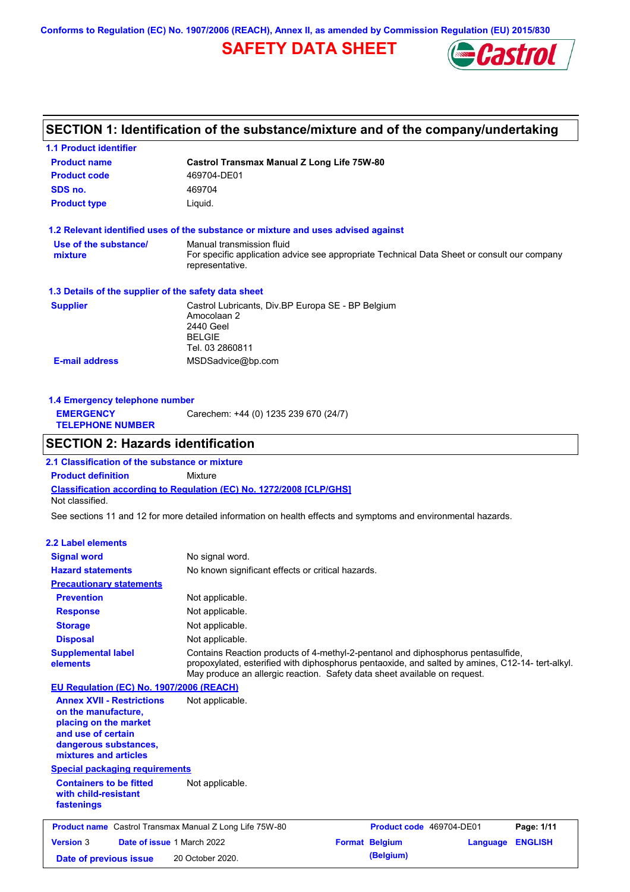Conforms to Regulation (EC) No. 1907/2006 (REACH), Annex II, as amended by Commission Regulation (EU) 2015/830

# SAFETY DATA SHEET

## SECTION 1: Identification of the substance/mixture and of the company/undertaking

### 1.1 Product identifier

| | |
|---|---|
| **Product name** | **Castrol Transmax Manual Z Long Life 75W-80** |
| **Product code** | 469704-DE01 |
| **SDS no.** | 469704 |
| **Product type** | Liquid. |

### 1.2 Relevant identified uses of the substance or mixture and uses advised against

| | |
|---|---|
| **Use of the substance/ mixture** | Manual transmission fluid<br>For specific application advice see appropriate Technical Data Sheet or consult our company representative. |

### 1.3 Details of the supplier of the safety data sheet

| | |
|---|---|
| **Supplier** | Castrol Lubricants, Div.BP Europa SE - BP Belgium<br>Amocolaan 2<br>2440 Geel<br>BELGIE<br>Tel. 03 2860811 |
| **E-mail address** | MSDSadvice@bp.com |

### 1.4 Emergency telephone number

| | |
|---|---|
| **EMERGENCY TELEPHONE NUMBER** | Carechem: +44 (0) 1235 239 670 (24/7) |

## SECTION 2: Hazards identification

### 2.1 Classification of the substance or mixture

**Product definition** Mixture

**Classification according to Regulation (EC) No. 1272/2008 [CLP/GHS]**

Not classified.

See sections 11 and 12 for more detailed information on health effects and symptoms and environmental hazards.

### 2.2 Label elements

| | |
|---|---|
| **Signal word** | No signal word. |
| **Hazard statements** | No known significant effects or critical hazards. |
| **Precautionary statements** | |
| **Prevention** | Not applicable. |
| **Response** | Not applicable. |
| **Storage** | Not applicable. |
| **Disposal** | Not applicable. |
| **Supplemental label elements** | Contains Reaction products of 4-methyl-2-pentanol and diphosphorus pentasulfide, propoxylated, esterified with diphosphorus pentaoxide, and salted by amines, C12-14- tert-alkyl. May produce an allergic reaction. Safety data sheet available on request. |

**EU Regulation (EC) No. 1907/2006 (REACH)**

| | |
|---|---|
| **Annex XVII - Restrictions on the manufacture, placing on the market and use of certain dangerous substances, mixtures and articles** | Not applicable. |

**Special packaging requirements**

| | |
|---|---|
| **Containers to be fitted with child-resistant fastenings** | Not applicable. |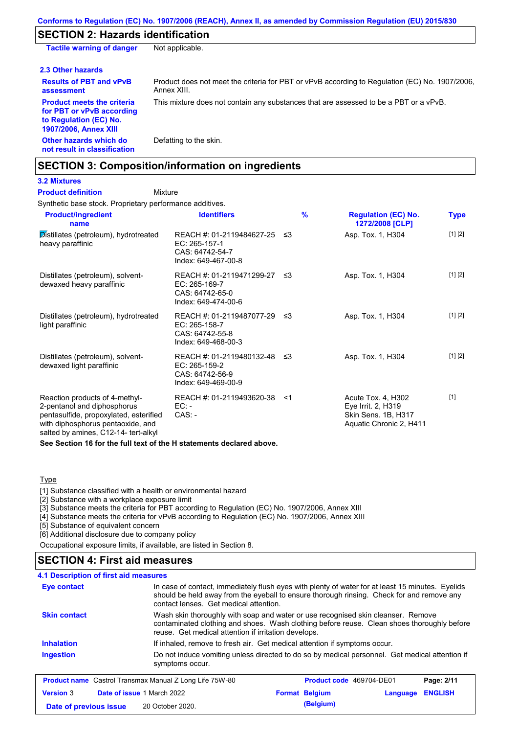## SECTION 2: Hazards identification

**Tactile warning of danger** Not applicable.

### 2.3 Other hazards

**Results of PBT and vPvB assessment** Product does not meet the criteria for PBT or vPvB according to Regulation (EC) No. 1907/2006, Annex XIII.

**Product meets the criteria for PBT or vPvB according to Regulation (EC) No. 1907/2006, Annex XIII** This mixture does not contain any substances that are assessed to be a PBT or a vPvB.

**Other hazards which do not result in classification** Defatting to the skin.

## SECTION 3: Composition/information on ingredients

### 3.2 Mixtures

**Product definition** Mixture

Synthetic base stock. Proprietary performance additives.

| Product/ingredient name | Identifiers | % | Regulation (EC) No. 1272/2008 [CLP] | Type |
|---|---|---|---|---|
| Distillates (petroleum), hydrotreated heavy paraffinic | REACH #: 01-2119484627-25<br>EC: 265-157-1<br>CAS: 64742-54-7<br>Index: 649-467-00-8 | ≤3 | Asp. Tox. 1, H304 | [1] [2] |
| Distillates (petroleum), solvent-dewaxed heavy paraffinic | REACH #: 01-2119471299-27<br>EC: 265-169-7<br>CAS: 64742-65-0<br>Index: 649-474-00-6 | ≤3 | Asp. Tox. 1, H304 | [1] [2] |
| Distillates (petroleum), hydrotreated light paraffinic | REACH #: 01-2119487077-29<br>EC: 265-158-7<br>CAS: 64742-55-8<br>Index: 649-468-00-3 | ≤3 | Asp. Tox. 1, H304 | [1] [2] |
| Distillates (petroleum), solvent-dewaxed light paraffinic | REACH #: 01-2119480132-48<br>EC: 265-159-2<br>CAS: 64742-56-9<br>Index: 649-469-00-9 | ≤3 | Asp. Tox. 1, H304 | [1] [2] |
| Reaction products of 4-methyl-2-pentanol and diphosphorus pentasulfide, propoxylated, esterified with diphosphorus pentaoxide, and salted by amines, C12-14- tert-alkyl | REACH #: 01-2119493620-38<br>EC: -<br>CAS: - | <1 | Acute Tox. 4, H302<br>Eye Irrit. 2, H319<br>Skin Sens. 1B, H317<br>Aquatic Chronic 2, H411 | [1] |

**See Section 16 for the full text of the H statements declared above.**

Type

[1] Substance classified with a health or environmental hazard
[2] Substance with a workplace exposure limit
[3] Substance meets the criteria for PBT according to Regulation (EC) No. 1907/2006, Annex XIII
[4] Substance meets the criteria for vPvB according to Regulation (EC) No. 1907/2006, Annex XIII
[5] Substance of equivalent concern
[6] Additional disclosure due to company policy

Occupational exposure limits, if available, are listed in Section 8.

## SECTION 4: First aid measures

### 4.1 Description of first aid measures

**Eye contact** In case of contact, immediately flush eyes with plenty of water for at least 15 minutes. Eyelids should be held away from the eyeball to ensure thorough rinsing. Check for and remove any contact lenses. Get medical attention.

**Skin contact** Wash skin thoroughly with soap and water or use recognised skin cleanser. Remove contaminated clothing and shoes. Wash clothing before reuse. Clean shoes thoroughly before reuse. Get medical attention if irritation develops.

**Inhalation** If inhaled, remove to fresh air. Get medical attention if symptoms occur.

**Ingestion** Do not induce vomiting unless directed to do so by medical personnel. Get medical attention if symptoms occur.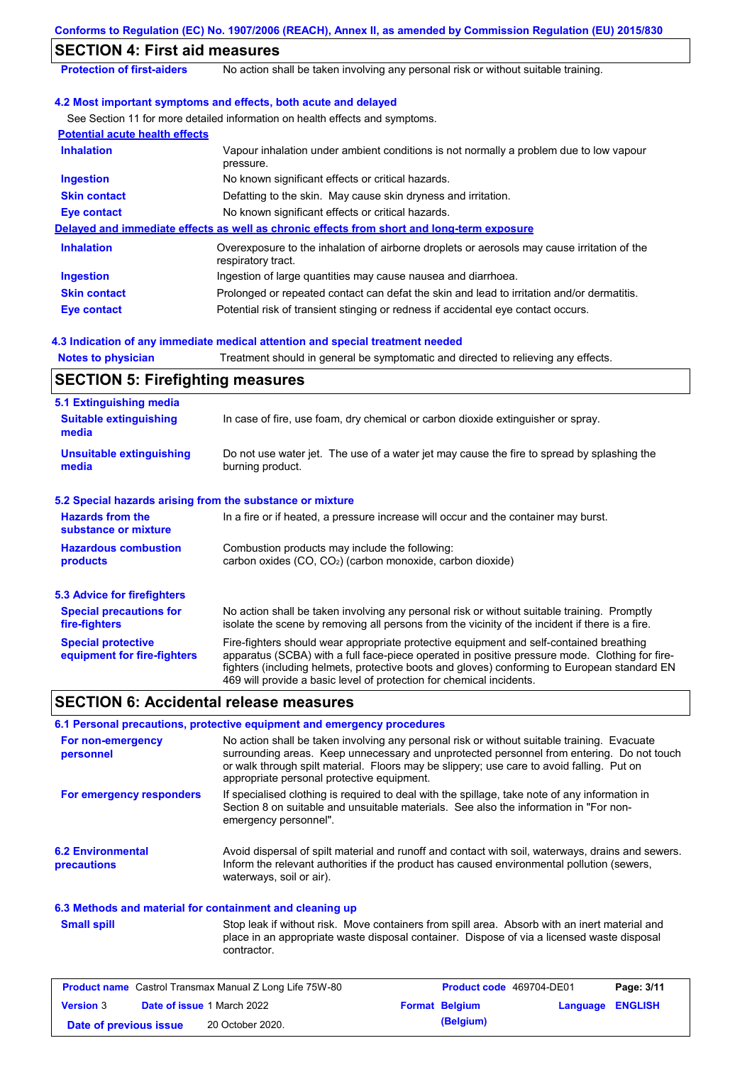## SECTION 4: First aid measures

| | |
|---|---|
| **Protection of first-aiders** | No action shall be taken involving any personal risk or without suitable training. |

### 4.2 Most important symptoms and effects, both acute and delayed

See Section 11 for more detailed information on health effects and symptoms.

**Potential acute health effects**

| | |
|---|---|
| **Inhalation** | Vapour inhalation under ambient conditions is not normally a problem due to low vapour pressure. |
| **Ingestion** | No known significant effects or critical hazards. |
| **Skin contact** | Defatting to the skin. May cause skin dryness and irritation. |
| **Eye contact** | No known significant effects or critical hazards. |

**Delayed and immediate effects as well as chronic effects from short and long-term exposure**

| | |
|---|---|
| **Inhalation** | Overexposure to the inhalation of airborne droplets or aerosols may cause irritation of the respiratory tract. |
| **Ingestion** | Ingestion of large quantities may cause nausea and diarrhoea. |
| **Skin contact** | Prolonged or repeated contact can defat the skin and lead to irritation and/or dermatitis. |
| **Eye contact** | Potential risk of transient stinging or redness if accidental eye contact occurs. |

### 4.3 Indication of any immediate medical attention and special treatment needed

| | |
|---|---|
| **Notes to physician** | Treatment should in general be symptomatic and directed to relieving any effects. |

## SECTION 5: Firefighting measures

### 5.1 Extinguishing media

| | |
|---|---|
| **Suitable extinguishing media** | In case of fire, use foam, dry chemical or carbon dioxide extinguisher or spray. |
| **Unsuitable extinguishing media** | Do not use water jet. The use of a water jet may cause the fire to spread by splashing the burning product. |

### 5.2 Special hazards arising from the substance or mixture

| | |
|---|---|
| **Hazards from the substance or mixture** | In a fire or if heated, a pressure increase will occur and the container may burst. |
| **Hazardous combustion products** | Combustion products may include the following: carbon oxides (CO, $CO_2$) (carbon monoxide, carbon dioxide) |

### 5.3 Advice for firefighters

| | |
|---|---|
| **Special precautions for fire-fighters** | No action shall be taken involving any personal risk or without suitable training. Promptly isolate the scene by removing all persons from the vicinity of the incident if there is a fire. |
| **Special protective equipment for fire-fighters** | Fire-fighters should wear appropriate protective equipment and self-contained breathing apparatus (SCBA) with a full face-piece operated in positive pressure mode. Clothing for fire-fighters (including helmets, protective boots and gloves) conforming to European standard EN 469 will provide a basic level of protection for chemical incidents. |

## SECTION 6: Accidental release measures

### 6.1 Personal precautions, protective equipment and emergency procedures

| | |
|---|---|
| **For non-emergency personnel** | No action shall be taken involving any personal risk or without suitable training. Evacuate surrounding areas. Keep unnecessary and unprotected personnel from entering. Do not touch or walk through spilt material. Floors may be slippery; use care to avoid falling. Put on appropriate personal protective equipment. |
| **For emergency responders** | If specialised clothing is required to deal with the spillage, take note of any information in Section 8 on suitable and unsuitable materials. See also the information in "For non-emergency personnel". |

| | |
|---|---|
| **6.2 Environmental precautions** | Avoid dispersal of spilt material and runoff and contact with soil, waterways, drains and sewers. Inform the relevant authorities if the product has caused environmental pollution (sewers, waterways, soil or air). |

### 6.3 Methods and material for containment and cleaning up

| | |
|---|---|
| **Small spill** | Stop leak if without risk. Move containers from spill area. Absorb with an inert material and place in an appropriate waste disposal container. Dispose of via a licensed waste disposal contractor. |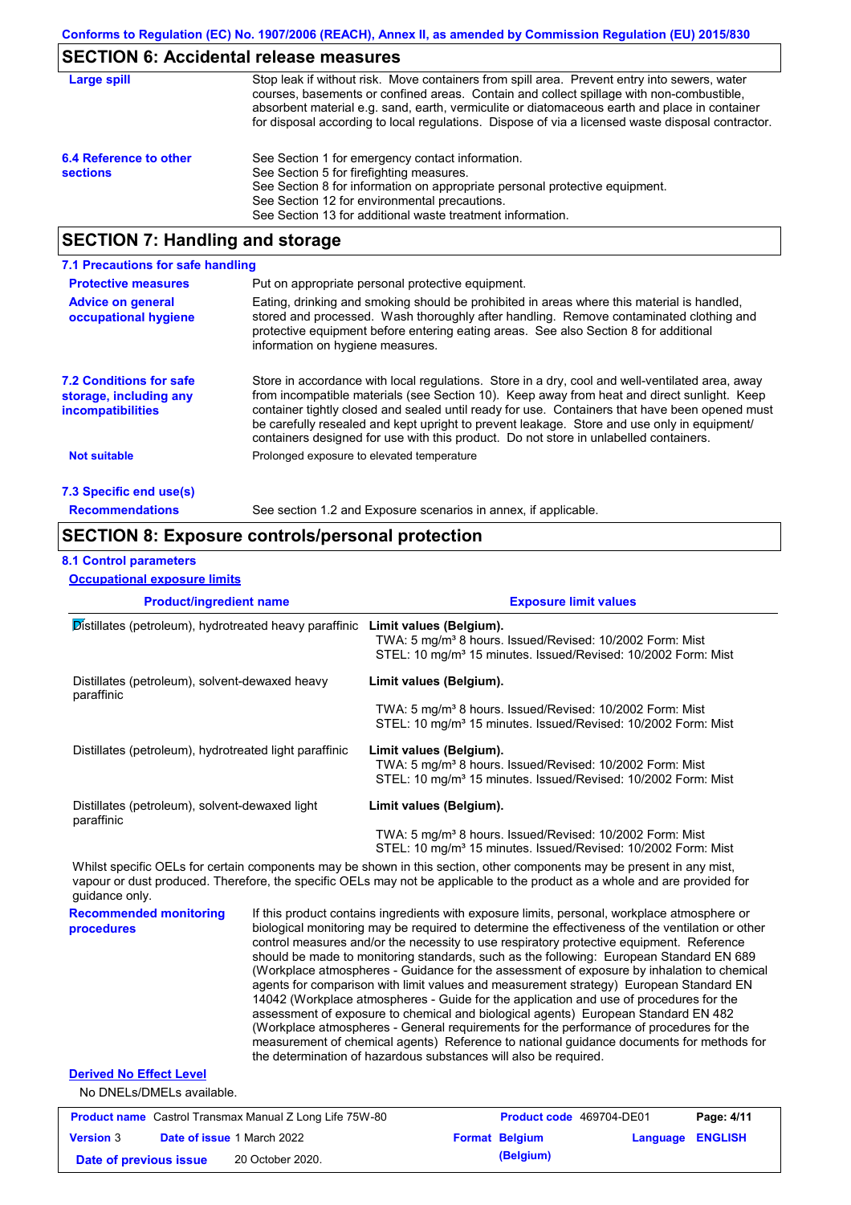## SECTION 6: Accidental release measures

**Large spill**

Stop leak if without risk. Move containers from spill area. Prevent entry into sewers, water courses, basements or confined areas. Contain and collect spillage with non-combustible, absorbent material e.g. sand, earth, vermiculite or diatomaceous earth and place in container for disposal according to local regulations. Dispose of via a licensed waste disposal contractor.

**6.4 Reference to other sections**

See Section 1 for emergency contact information.
See Section 5 for firefighting measures.
See Section 8 for information on appropriate personal protective equipment.
See Section 12 for environmental precautions.
See Section 13 for additional waste treatment information.

## SECTION 7: Handling and storage

### 7.1 Precautions for safe handling

**Protective measures**

Put on appropriate personal protective equipment.

**Advice on general occupational hygiene**

Eating, drinking and smoking should be prohibited in areas where this material is handled, stored and processed. Wash thoroughly after handling. Remove contaminated clothing and protective equipment before entering eating areas. See also Section 8 for additional information on hygiene measures.

**7.2 Conditions for safe storage, including any incompatibilities**

Store in accordance with local regulations. Store in a dry, cool and well-ventilated area, away from incompatible materials (see Section 10). Keep away from heat and direct sunlight. Keep container tightly closed and sealed until ready for use. Containers that have been opened must be carefully resealed and kept upright to prevent leakage. Store and use only in equipment/ containers designed for use with this product. Do not store in unlabelled containers.

**Not suitable**

Prolonged exposure to elevated temperature

### 7.3 Specific end use(s)

**Recommendations**

See section 1.2 and Exposure scenarios in annex, if applicable.

## SECTION 8: Exposure controls/personal protection

### 8.1 Control parameters

**Occupational exposure limits**

| Product/ingredient name | Exposure limit values |
|---|---|
| Distillates (petroleum), hydrotreated heavy paraffinic | **Limit values (Belgium).**<br>TWA: 5 mg/m³ 8 hours. Issued/Revised: 10/2002 Form: Mist<br>STEL: 10 mg/m³ 15 minutes. Issued/Revised: 10/2002 Form: Mist |
| Distillates (petroleum), solvent-dewaxed heavy paraffinic | **Limit values (Belgium).**<br>TWA: 5 mg/m³ 8 hours. Issued/Revised: 10/2002 Form: Mist<br>STEL: 10 mg/m³ 15 minutes. Issued/Revised: 10/2002 Form: Mist |
| Distillates (petroleum), hydrotreated light paraffinic | **Limit values (Belgium).**<br>TWA: 5 mg/m³ 8 hours. Issued/Revised: 10/2002 Form: Mist<br>STEL: 10 mg/m³ 15 minutes. Issued/Revised: 10/2002 Form: Mist |
| Distillates (petroleum), solvent-dewaxed light paraffinic | **Limit values (Belgium).**<br>TWA: 5 mg/m³ 8 hours. Issued/Revised: 10/2002 Form: Mist<br>STEL: 10 mg/m³ 15 minutes. Issued/Revised: 10/2002 Form: Mist |

Whilst specific OELs for certain components may be shown in this section, other components may be present in any mist, vapour or dust produced. Therefore, the specific OELs may not be applicable to the product as a whole and are provided for guidance only.

**Recommended monitoring procedures**

If this product contains ingredients with exposure limits, personal, workplace atmosphere or biological monitoring may be required to determine the effectiveness of the ventilation or other control measures and/or the necessity to use respiratory protective equipment. Reference should be made to monitoring standards, such as the following: European Standard EN 689 (Workplace atmospheres - Guidance for the assessment of exposure by inhalation to chemical agents for comparison with limit values and measurement strategy) European Standard EN 14042 (Workplace atmospheres - Guide for the application and use of procedures for the assessment of exposure to chemical and biological agents) European Standard EN 482 (Workplace atmospheres - General requirements for the performance of procedures for the measurement of chemical agents) Reference to national guidance documents for methods for the determination of hazardous substances will also be required.

**Derived No Effect Level**

No DNELs/DMELs available.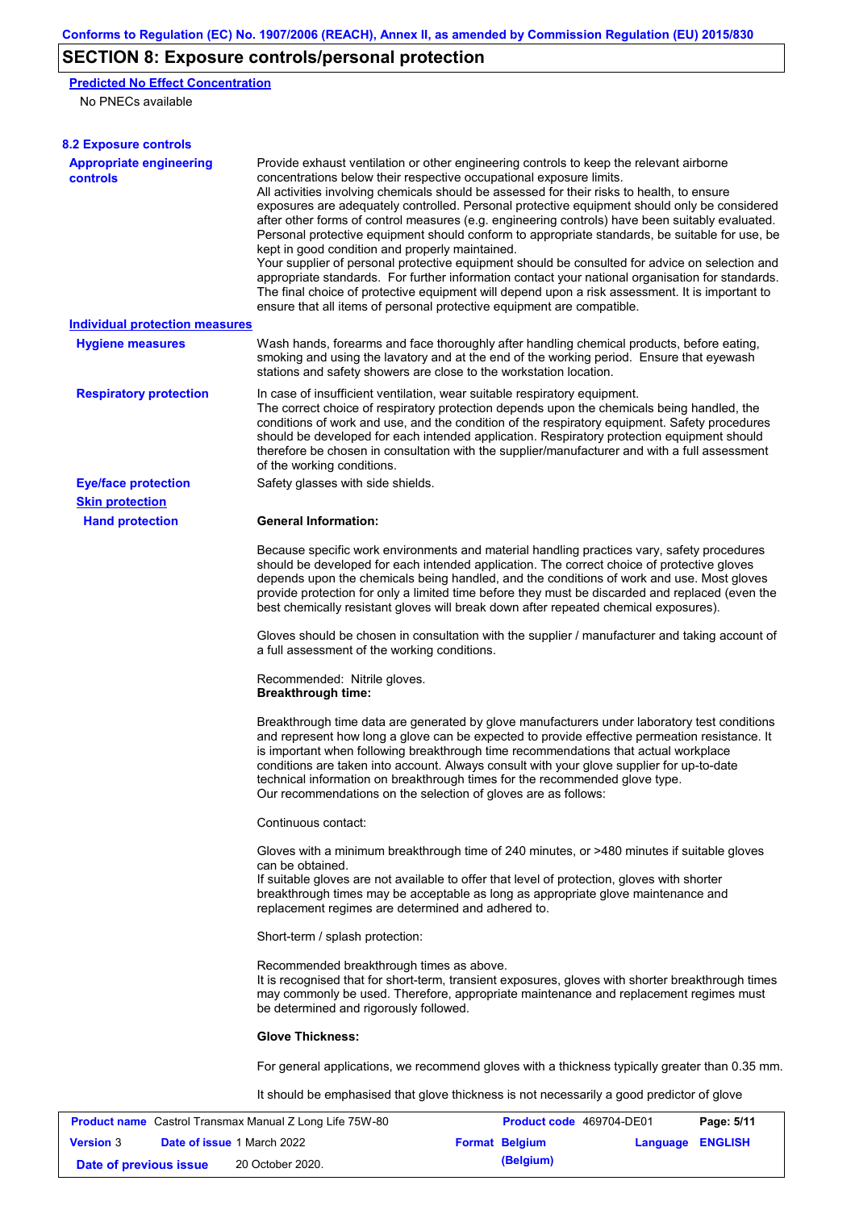## SECTION 8: Exposure controls/personal protection

**Predicted No Effect Concentration**

No PNECs available

### 8.2 Exposure controls

**Appropriate engineering controls**

Provide exhaust ventilation or other engineering controls to keep the relevant airborne concentrations below their respective occupational exposure limits.
All activities involving chemicals should be assessed for their risks to health, to ensure exposures are adequately controlled. Personal protective equipment should only be considered after other forms of control measures (e.g. engineering controls) have been suitably evaluated. Personal protective equipment should conform to appropriate standards, be suitable for use, be kept in good condition and properly maintained.
Your supplier of personal protective equipment should be consulted for advice on selection and appropriate standards. For further information contact your national organisation for standards. The final choice of protective equipment will depend upon a risk assessment. It is important to ensure that all items of personal protective equipment are compatible.

**Individual protection measures**

**Hygiene measures**

Wash hands, forearms and face thoroughly after handling chemical products, before eating, smoking and using the lavatory and at the end of the working period. Ensure that eyewash stations and safety showers are close to the workstation location.

**Respiratory protection**

In case of insufficient ventilation, wear suitable respiratory equipment.
The correct choice of respiratory protection depends upon the chemicals being handled, the conditions of work and use, and the condition of the respiratory equipment. Safety procedures should be developed for each intended application. Respiratory protection equipment should therefore be chosen in consultation with the supplier/manufacturer and with a full assessment of the working conditions.

**Eye/face protection**

Safety glasses with side shields.

**Skin protection**

**Hand protection**

**General Information:**

Because specific work environments and material handling practices vary, safety procedures should be developed for each intended application. The correct choice of protective gloves depends upon the chemicals being handled, and the conditions of work and use. Most gloves provide protection for only a limited time before they must be discarded and replaced (even the best chemically resistant gloves will break down after repeated chemical exposures).

Gloves should be chosen in consultation with the supplier / manufacturer and taking account of a full assessment of the working conditions.

Recommended: Nitrile gloves.
**Breakthrough time:**

Breakthrough time data are generated by glove manufacturers under laboratory test conditions and represent how long a glove can be expected to provide effective permeation resistance. It is important when following breakthrough time recommendations that actual workplace conditions are taken into account. Always consult with your glove supplier for up-to-date technical information on breakthrough times for the recommended glove type.
Our recommendations on the selection of gloves are as follows:

Continuous contact:

Gloves with a minimum breakthrough time of 240 minutes, or >480 minutes if suitable gloves can be obtained.
If suitable gloves are not available to offer that level of protection, gloves with shorter breakthrough times may be acceptable as long as appropriate glove maintenance and replacement regimes are determined and adhered to.

Short-term / splash protection:

Recommended breakthrough times as above.
It is recognised that for short-term, transient exposures, gloves with shorter breakthrough times may commonly be used. Therefore, appropriate maintenance and replacement regimes must be determined and rigorously followed.

**Glove Thickness:**

For general applications, we recommend gloves with a thickness typically greater than 0.35 mm.

It should be emphasised that glove thickness is not necessarily a good predictor of glove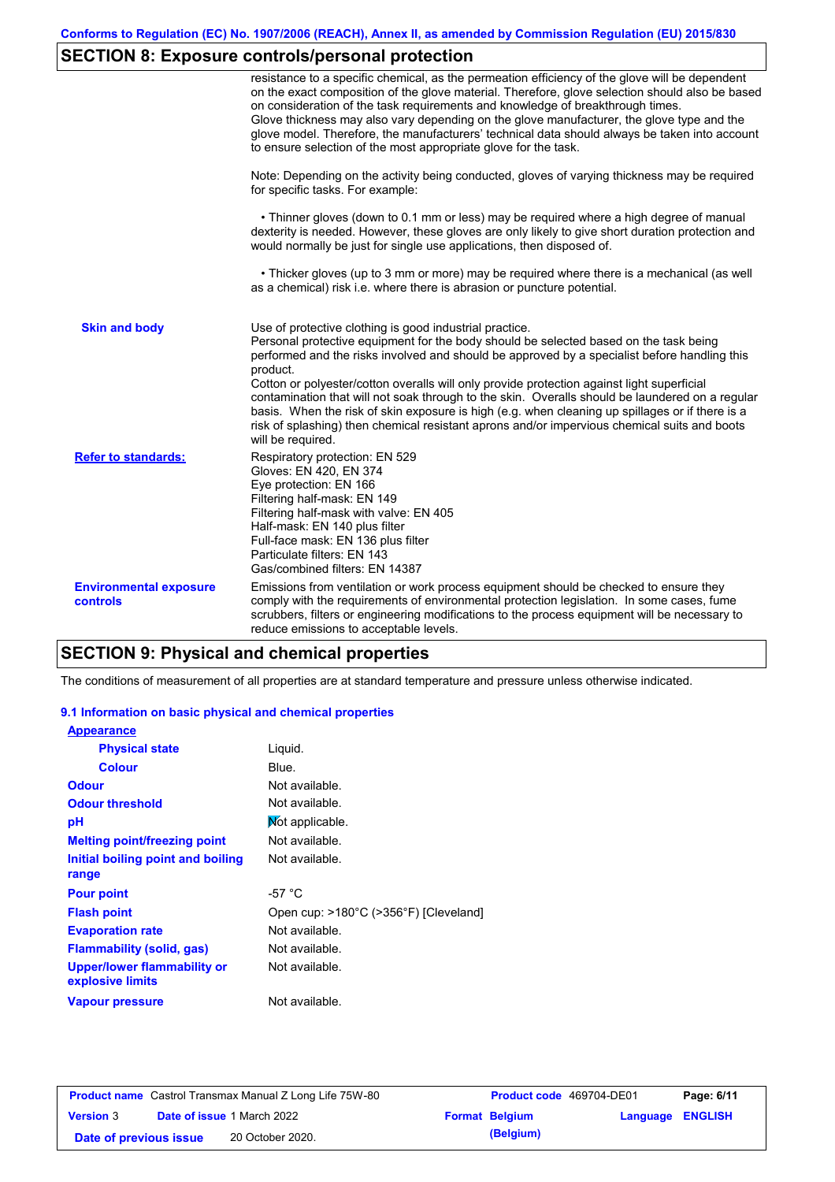## SECTION 8: Exposure controls/personal protection

resistance to a specific chemical, as the permeation efficiency of the glove will be dependent on the exact composition of the glove material. Therefore, glove selection should also be based on consideration of the task requirements and knowledge of breakthrough times.
Glove thickness may also vary depending on the glove manufacturer, the glove type and the glove model. Therefore, the manufacturers' technical data should always be taken into account to ensure selection of the most appropriate glove for the task.

Note: Depending on the activity being conducted, gloves of varying thickness may be required for specific tasks. For example:

• Thinner gloves (down to 0.1 mm or less) may be required where a high degree of manual dexterity is needed. However, these gloves are only likely to give short duration protection and would normally be just for single use applications, then disposed of.

• Thicker gloves (up to 3 mm or more) may be required where there is a mechanical (as well as a chemical) risk i.e. where there is abrasion or puncture potential.

**Skin and body**

Use of protective clothing is good industrial practice.
Personal protective equipment for the body should be selected based on the task being performed and the risks involved and should be approved by a specialist before handling this product.
Cotton or polyester/cotton overalls will only provide protection against light superficial contamination that will not soak through to the skin. Overalls should be laundered on a regular basis. When the risk of skin exposure is high (e.g. when cleaning up spillages or if there is a risk of splashing) then chemical resistant aprons and/or impervious chemical suits and boots will be required.

**Refer to standards:**

Respiratory protection: EN 529
Gloves: EN 420, EN 374
Eye protection: EN 166
Filtering half-mask: EN 149
Filtering half-mask with valve: EN 405
Half-mask: EN 140 plus filter
Full-face mask: EN 136 plus filter
Particulate filters: EN 143
Gas/combined filters: EN 14387

**Environmental exposure controls**

Emissions from ventilation or work process equipment should be checked to ensure they comply with the requirements of environmental protection legislation. In some cases, fume scrubbers, filters or engineering modifications to the process equipment will be necessary to reduce emissions to acceptable levels.

## SECTION 9: Physical and chemical properties

The conditions of measurement of all properties are at standard temperature and pressure unless otherwise indicated.

### 9.1 Information on basic physical and chemical properties

**Appearance**

| | |
|---|---|
| **Physical state** | Liquid. |
| **Colour** | Blue. |
| **Odour** | Not available. |
| **Odour threshold** | Not available. |
| **pH** | Not applicable. |
| **Melting point/freezing point** | Not available. |
| **Initial boiling point and boiling range** | Not available. |
| **Pour point** | -57 °C |
| **Flash point** | Open cup: >180°C (>356°F) [Cleveland] |
| **Evaporation rate** | Not available. |
| **Flammability (solid, gas)** | Not available. |
| **Upper/lower flammability or explosive limits** | Not available. |
| **Vapour pressure** | Not available. |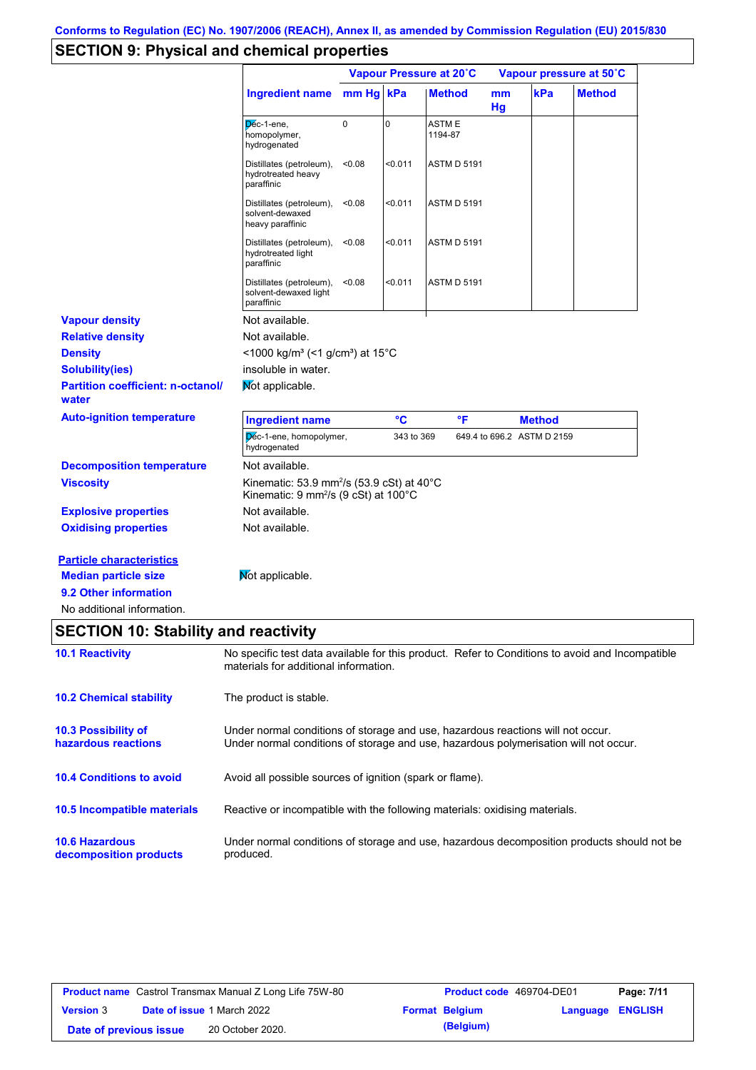Conforms to Regulation (EC) No. 1907/2006 (REACH), Annex II, as amended by Commission Regulation (EU) 2015/830

## SECTION 9: Physical and chemical properties

| | Vapour Pressure at 20˚C | | | Vapour pressure at 50˚C | | |
|---|---|---|---|---|---|---|
| **Ingredient name** | **mm Hg** | **kPa** | **Method** | **mm Hg** | **kPa** | **Method** |
| Dec-1-ene, homopolymer, hydrogenated | 0 | 0 | ASTM E 1194-87 | | | |
| Distillates (petroleum), hydrotreated heavy paraffinic | <0.08 | <0.011 | ASTM D 5191 | | | |
| Distillates (petroleum), solvent-dewaxed heavy paraffinic | <0.08 | <0.011 | ASTM D 5191 | | | |
| Distillates (petroleum), hydrotreated light paraffinic | <0.08 | <0.011 | ASTM D 5191 | | | |
| Distillates (petroleum), solvent-dewaxed light paraffinic | <0.08 | <0.011 | ASTM D 5191 | | | |

**Vapour density**: Not available.

**Relative density**: Not available.

**Density**: <1000 kg/m³ (<1 g/cm³) at 15°C

**Solubility(ies)**: insoluble in water.

**Partition coefficient: n-octanol/water**: Not applicable.

**Auto-ignition temperature**

| Ingredient name | °C | °F | Method |
|---|---|---|---|
| Dec-1-ene, homopolymer, hydrogenated | 343 to 369 | 649.4 to 696.2 | ASTM D 2159 |

**Decomposition temperature**: Not available.

**Viscosity**: Kinematic: 53.9 mm²/s (53.9 cSt) at 40°C
Kinematic: 9 mm²/s (9 cSt) at 100°C

**Explosive properties**: Not available.

**Oxidising properties**: Not available.

**Particle characteristics**

**Median particle size**: Not applicable.

**9.2 Other information**

No additional information.

## SECTION 10: Stability and reactivity

**10.1 Reactivity**: No specific test data available for this product. Refer to Conditions to avoid and Incompatible materials for additional information.

**10.2 Chemical stability**: The product is stable.

**10.3 Possibility of hazardous reactions**: Under normal conditions of storage and use, hazardous reactions will not occur.
Under normal conditions of storage and use, hazardous polymerisation will not occur.

**10.4 Conditions to avoid**: Avoid all possible sources of ignition (spark or flame).

**10.5 Incompatible materials**: Reactive or incompatible with the following materials: oxidising materials.

**10.6 Hazardous decomposition products**: Under normal conditions of storage and use, hazardous decomposition products should not be produced.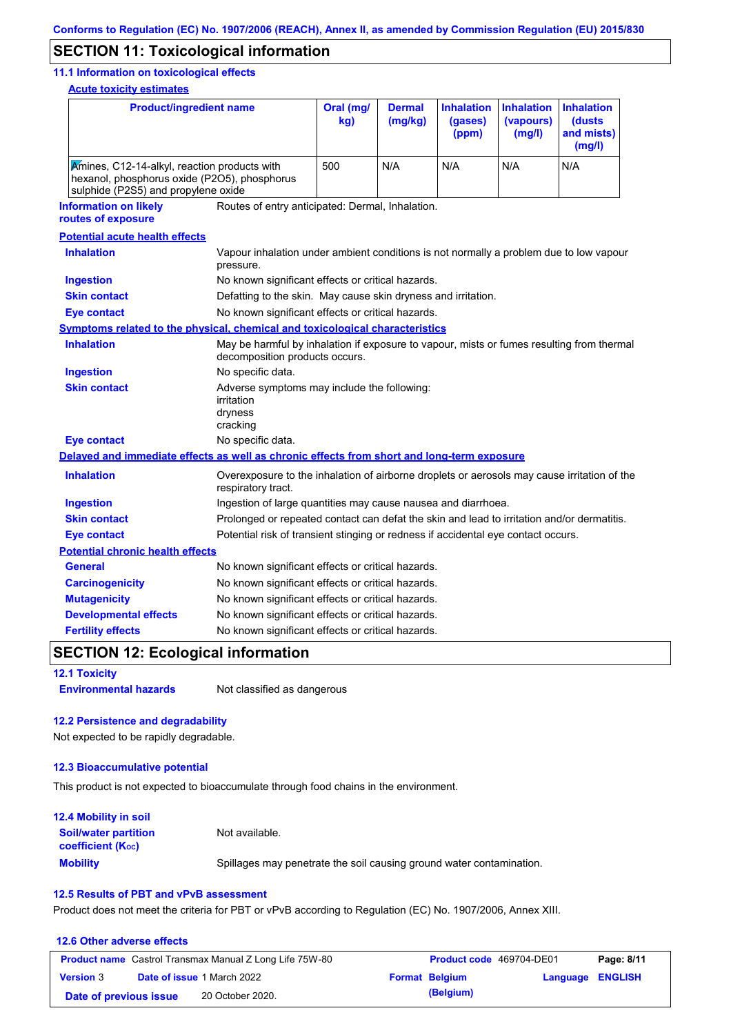## SECTION 11: Toxicological information

### 11.1 Information on toxicological effects

**Acute toxicity estimates**

| Product/ingredient name | Oral (mg/kg) | Dermal (mg/kg) | Inhalation (gases) (ppm) | Inhalation (vapours) (mg/l) | Inhalation (dusts and mists) (mg/l) |
|---|---|---|---|---|---|
| Amines, C12-14-alkyl, reaction products with hexanol, phosphorus oxide (P2O5), phosphorus sulphide (P2S5) and propylene oxide | 500 | N/A | N/A | N/A | N/A |

**Information on likely routes of exposure**: Routes of entry anticipated: Dermal, Inhalation.

**Potential acute health effects**

**Inhalation**: Vapour inhalation under ambient conditions is not normally a problem due to low vapour pressure.

**Ingestion**: No known significant effects or critical hazards.

**Skin contact**: Defatting to the skin. May cause skin dryness and irritation.

**Eye contact**: No known significant effects or critical hazards.

**Symptoms related to the physical, chemical and toxicological characteristics**

**Inhalation**: May be harmful by inhalation if exposure to vapour, mists or fumes resulting from thermal decomposition products occurs.

**Ingestion**: No specific data.

**Skin contact**: Adverse symptoms may include the following:
irritation
dryness
cracking

**Eye contact**: No specific data.

**Delayed and immediate effects as well as chronic effects from short and long-term exposure**

**Inhalation**: Overexposure to the inhalation of airborne droplets or aerosols may cause irritation of the respiratory tract.

**Ingestion**: Ingestion of large quantities may cause nausea and diarrhoea.

**Skin contact**: Prolonged or repeated contact can defat the skin and lead to irritation and/or dermatitis.

**Eye contact**: Potential risk of transient stinging or redness if accidental eye contact occurs.

**Potential chronic health effects**

**General**: No known significant effects or critical hazards.

**Carcinogenicity**: No known significant effects or critical hazards.

**Mutagenicity**: No known significant effects or critical hazards.

**Developmental effects**: No known significant effects or critical hazards.

**Fertility effects**: No known significant effects or critical hazards.

## SECTION 12: Ecological information

### 12.1 Toxicity

**Environmental hazards**: Not classified as dangerous

### 12.2 Persistence and degradability

Not expected to be rapidly degradable.

### 12.3 Bioaccumulative potential

This product is not expected to bioaccumulate through food chains in the environment.

### 12.4 Mobility in soil

**Soil/water partition coefficient ($K_{OC}$)**: Not available.

**Mobility**: Spillages may penetrate the soil causing ground water contamination.

### 12.5 Results of PBT and vPvB assessment

Product does not meet the criteria for PBT or vPvB according to Regulation (EC) No. 1907/2006, Annex XIII.

### 12.6 Other adverse effects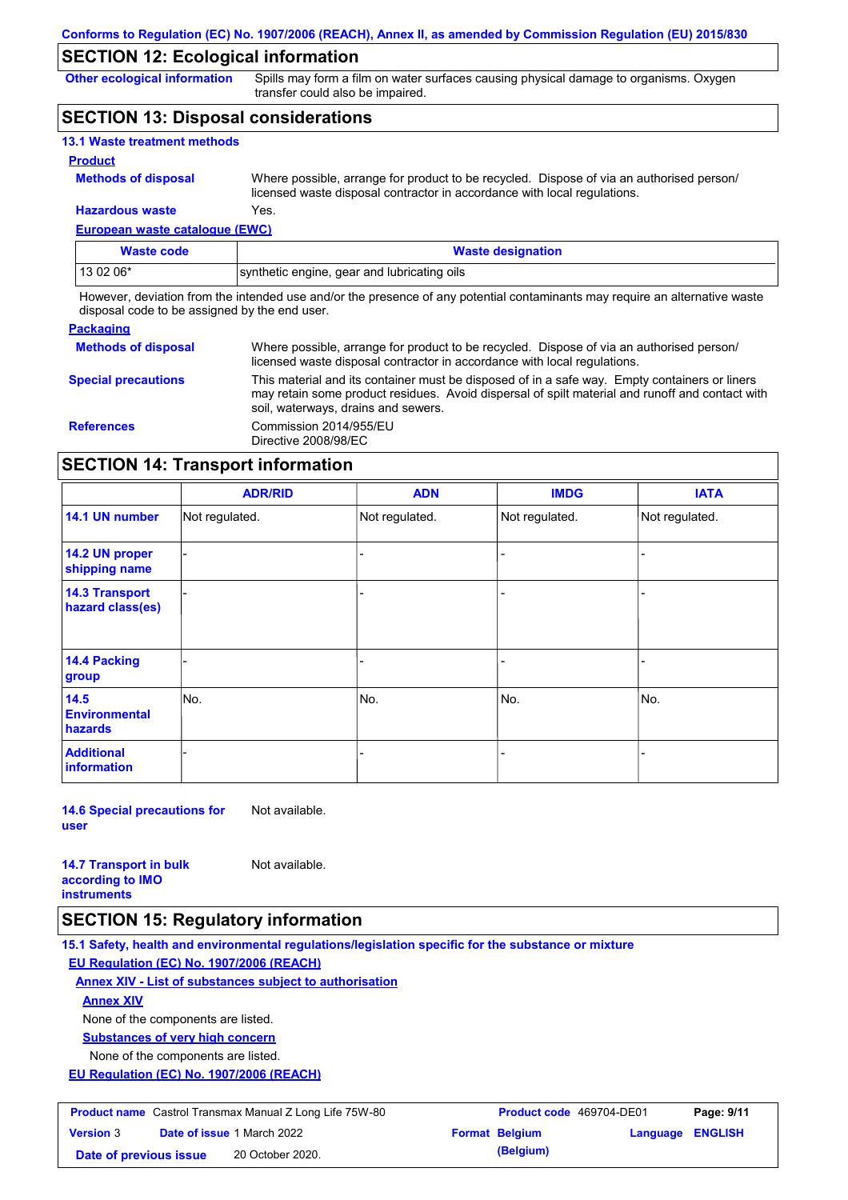## SECTION 12: Ecological information

**Other ecological information** Spills may form a film on water surfaces causing physical damage to organisms. Oxygen transfer could also be impaired.

## SECTION 13: Disposal considerations

### 13.1 Waste treatment methods

**Product**

**Methods of disposal** Where possible, arrange for product to be recycled. Dispose of via an authorised person/ licensed waste disposal contractor in accordance with local regulations.

**Hazardous waste** Yes.

**European waste catalogue (EWC)**

| Waste code | Waste designation |
|---|---|
| 13 02 06* | synthetic engine, gear and lubricating oils |

However, deviation from the intended use and/or the presence of any potential contaminants may require an alternative waste disposal code to be assigned by the end user.

**Packaging**

**Methods of disposal** Where possible, arrange for product to be recycled. Dispose of via an authorised person/ licensed waste disposal contractor in accordance with local regulations.

**Special precautions** This material and its container must be disposed of in a safe way. Empty containers or liners may retain some product residues. Avoid dispersal of spilt material and runoff and contact with soil, waterways, drains and sewers.

**References** Commission 2014/955/EU
Directive 2008/98/EC

## SECTION 14: Transport information

| | ADR/RID | ADN | IMDG | IATA |
|---|---|---|---|---|
| 14.1 UN number | Not regulated. | Not regulated. | Not regulated. | Not regulated. |
| 14.2 UN proper shipping name | - | - | - | - |
| 14.3 Transport hazard class(es) | - | - | - | - |
| 14.4 Packing group | - | - | - | - |
| 14.5 Environmental hazards | No. | No. | No. | No. |
| Additional information | - | - | - | - |

**14.6 Special precautions for user** Not available.

**14.7 Transport in bulk according to IMO instruments** Not available.

## SECTION 15: Regulatory information

**15.1 Safety, health and environmental regulations/legislation specific for the substance or mixture**

**EU Regulation (EC) No. 1907/2006 (REACH)**

**Annex XIV - List of substances subject to authorisation**

**Annex XIV**

None of the components are listed.

**Substances of very high concern**

None of the components are listed.

**EU Regulation (EC) No. 1907/2006 (REACH)**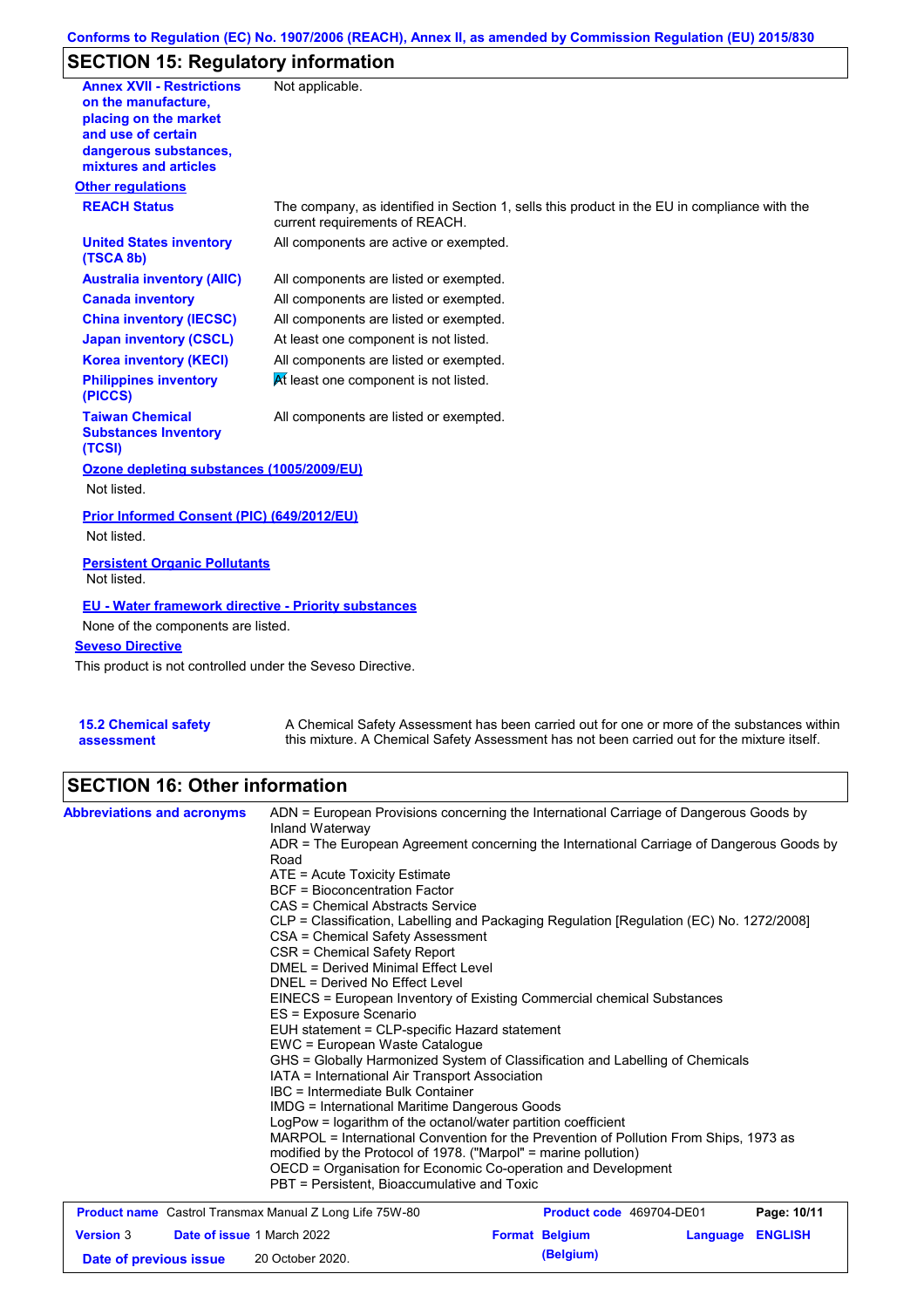## SECTION 15: Regulatory information

**Annex XVII - Restrictions on the manufacture, placing on the market and use of certain dangerous substances, mixtures and articles**: Not applicable.

**Other regulations**

| | |
|---|---|
| **REACH Status** | The company, as identified in Section 1, sells this product in the EU in compliance with the current requirements of REACH. |
| **United States inventory (TSCA 8b)** | All components are active or exempted. |
| **Australia inventory (AIIC)** | All components are listed or exempted. |
| **Canada inventory** | All components are listed or exempted. |
| **China inventory (IECSC)** | All components are listed or exempted. |
| **Japan inventory (CSCL)** | At least one component is not listed. |
| **Korea inventory (KECI)** | All components are listed or exempted. |
| **Philippines inventory (PICCS)** | At least one component is not listed. |
| **Taiwan Chemical Substances Inventory (TCSI)** | All components are listed or exempted. |

**Ozone depleting substances (1005/2009/EU)**

Not listed.

**Prior Informed Consent (PIC) (649/2012/EU)**

Not listed.

**Persistent Organic Pollutants**

Not listed.

**EU - Water framework directive - Priority substances**

None of the components are listed.

**Seveso Directive**

This product is not controlled under the Seveso Directive.

**15.2 Chemical safety assessment**: A Chemical Safety Assessment has been carried out for one or more of the substances within this mixture. A Chemical Safety Assessment has not been carried out for the mixture itself.

## SECTION 16: Other information

**Abbreviations and acronyms**

ADN = European Provisions concerning the International Carriage of Dangerous Goods by Inland Waterway
ADR = The European Agreement concerning the International Carriage of Dangerous Goods by Road
ATE = Acute Toxicity Estimate
BCF = Bioconcentration Factor
CAS = Chemical Abstracts Service
CLP = Classification, Labelling and Packaging Regulation [Regulation (EC) No. 1272/2008]
CSA = Chemical Safety Assessment
CSR = Chemical Safety Report
DMEL = Derived Minimal Effect Level
DNEL = Derived No Effect Level
EINECS = European Inventory of Existing Commercial chemical Substances
ES = Exposure Scenario
EUH statement = CLP-specific Hazard statement
EWC = European Waste Catalogue
GHS = Globally Harmonized System of Classification and Labelling of Chemicals
IATA = International Air Transport Association
IBC = Intermediate Bulk Container
IMDG = International Maritime Dangerous Goods
LogPow = logarithm of the octanol/water partition coefficient
MARPOL = International Convention for the Prevention of Pollution From Ships, 1973 as modified by the Protocol of 1978. ("Marpol" = marine pollution)
OECD = Organisation for Economic Co-operation and Development
PBT = Persistent, Bioaccumulative and Toxic

| | | | |
|---|---|---|---|
| **Product name** Castrol Transmax Manual Z Long Life 75W-80 | | **Product code** 469704-DE01 | |
| **Version** 3 | **Date of issue** 1 March 2022 | **Format** Belgium (Belgium) | **Language** ENGLISH |
| **Date of previous issue** | 20 October 2020. | | |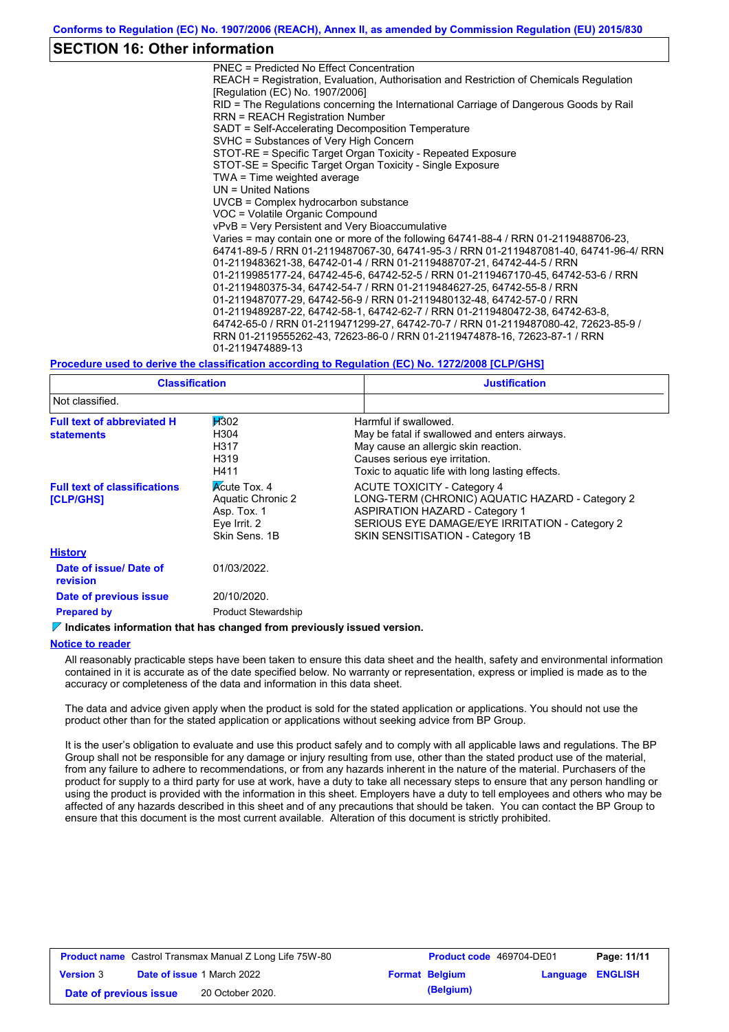## SECTION 16: Other information

PNEC = Predicted No Effect Concentration
REACH = Registration, Evaluation, Authorisation and Restriction of Chemicals Regulation [Regulation (EC) No. 1907/2006]
RID = The Regulations concerning the International Carriage of Dangerous Goods by Rail
RRN = REACH Registration Number
SADT = Self-Accelerating Decomposition Temperature
SVHC = Substances of Very High Concern
STOT-RE = Specific Target Organ Toxicity - Repeated Exposure
STOT-SE = Specific Target Organ Toxicity - Single Exposure
TWA = Time weighted average
UN = United Nations
UVCB = Complex hydrocarbon substance
VOC = Volatile Organic Compound
vPvB = Very Persistent and Very Bioaccumulative
Varies = may contain one or more of the following 64741-88-4 / RRN 01-2119488706-23, 64741-89-5 / RRN 01-2119487067-30, 64741-95-3 / RRN 01-2119487081-40, 64741-96-4/ RRN 01-2119483621-38, 64742-01-4 / RRN 01-2119488707-21, 64742-44-5 / RRN 01-2119985177-24, 64742-45-6, 64742-52-5 / RRN 01-2119467170-45, 64742-53-6 / RRN 01-2119480375-34, 64742-54-7 / RRN 01-2119484627-25, 64742-55-8 / RRN 01-2119487077-29, 64742-56-9 / RRN 01-2119480132-48, 64742-57-0 / RRN 01-2119489287-22, 64742-58-1, 64742-62-7 / RRN 01-2119480472-38, 64742-63-8, 64742-65-0 / RRN 01-2119471299-27, 64742-70-7 / RRN 01-2119487080-42, 72623-85-9 / RRN 01-2119555262-43, 72623-86-0 / RRN 01-2119474878-16, 72623-87-1 / RRN 01-2119474889-13

**Procedure used to derive the classification according to Regulation (EC) No. 1272/2008 [CLP/GHS]**

| Classification | Justification |
|---|---|
| Not classified. | |

**Full text of abbreviated H statements**

| | |
|---|---|
| H302 | Harmful if swallowed. |
| H304 | May be fatal if swallowed and enters airways. |
| H317 | May cause an allergic skin reaction. |
| H319 | Causes serious eye irritation. |
| H411 | Toxic to aquatic life with long lasting effects. |

**Full text of classifications [CLP/GHS]**

| | |
|---|---|
| Acute Tox. 4 | ACUTE TOXICITY - Category 4 |
| Aquatic Chronic 2 | LONG-TERM (CHRONIC) AQUATIC HAZARD - Category 2 |
| Asp. Tox. 1 | ASPIRATION HAZARD - Category 1 |
| Eye Irrit. 2 | SERIOUS EYE DAMAGE/EYE IRRITATION - Category 2 |
| Skin Sens. 1B | SKIN SENSITISATION - Category 1B |

**History**

**Date of issue/ Date of revision** 01/03/2022.

**Date of previous issue** 20/10/2020.

**Prepared by** Product Stewardship

**Indicates information that has changed from previously issued version.**

**Notice to reader**

All reasonably practicable steps have been taken to ensure this data sheet and the health, safety and environmental information contained in it is accurate as of the date specified below. No warranty or representation, express or implied is made as to the accuracy or completeness of the data and information in this data sheet.

The data and advice given apply when the product is sold for the stated application or applications. You should not use the product other than for the stated application or applications without seeking advice from BP Group.

It is the user's obligation to evaluate and use this product safely and to comply with all applicable laws and regulations. The BP Group shall not be responsible for any damage or injury resulting from use, other than the stated product use of the material, from any failure to adhere to recommendations, or from any hazards inherent in the nature of the material. Purchasers of the product for supply to a third party for use at work, have a duty to take all necessary steps to ensure that any person handling or using the product is provided with the information in this sheet. Employers have a duty to tell employees and others who may be affected of any hazards described in this sheet and of any precautions that should be taken. You can contact the BP Group to ensure that this document is the most current available. Alteration of this document is strictly prohibited.